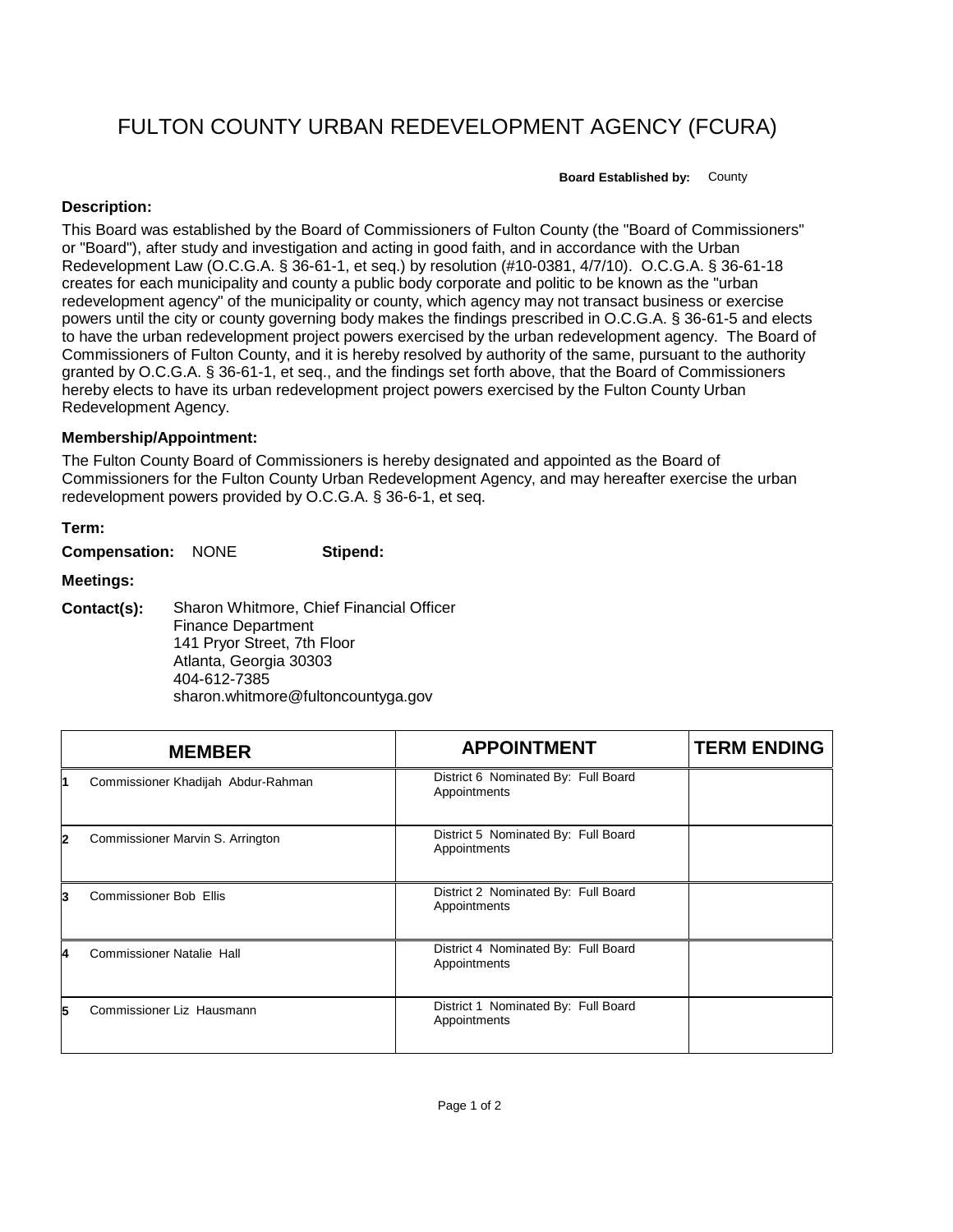# FULTON COUNTY URBAN REDEVELOPMENT AGENCY (FCURA)

**Board Established by:** County

**Description:**

This Board was established by the Board of Commissioners of Fulton County (the "Board of Commissioners" or "Board"), after study and investigation and acting in good faith, and in accordance with the Urban Redevelopment Law (O.C.G.A. § 36-61-1, et seq.) by resolution (#10-0381, 4/7/10). O.C.G.A. § 36-61-18 creates for each municipality and county a public body corporate and politic to be known as the "urban redevelopment agency" of the municipality or county, which agency may not transact business or exercise powers until the city or county governing body makes the findings prescribed in O.C.G.A. § 36-61-5 and elects to have the urban redevelopment project powers exercised by the urban redevelopment agency. The Board of Commissioners of Fulton County, and it is hereby resolved by authority of the same, pursuant to the authority granted by O.C.G.A. § 36-61-1, et seq., and the findings set forth above, that the Board of Commissioners hereby elects to have its urban redevelopment project powers exercised by the Fulton County Urban Redevelopment Agency.

**Membership/Appointment:**

The Fulton County Board of Commissioners is hereby designated and appointed as the Board of Commissioners for the Fulton County Urban Redevelopment Agency, and may hereafter exercise the urban redevelopment powers provided by O.C.G.A. § 36-6-1, et seq.

**Term:**

**Compensation:** NONE **Stipend:**

**Meetings:**

**Contact(s):** Sharon Whitmore, Chief Financial Officer
Finance Department
141 Pryor Street, 7th Floor
Atlanta, Georgia 30303
404-612-7385
sharon.whitmore@fultoncountyga.gov

| | MEMBER | APPOINTMENT | TERM ENDING |
|---|---|---|---|
| 1 | Commissioner Khadijah Abdur-Rahman | District 6 Nominated By: Full Board Appointments | |
| 2 | Commissioner Marvin S. Arrington | District 5 Nominated By: Full Board Appointments | |
| 3 | Commissioner Bob Ellis | District 2 Nominated By: Full Board Appointments | |
| 4 | Commissioner Natalie Hall | District 4 Nominated By: Full Board Appointments | |
| 5 | Commissioner Liz Hausmann | District 1 Nominated By: Full Board Appointments | |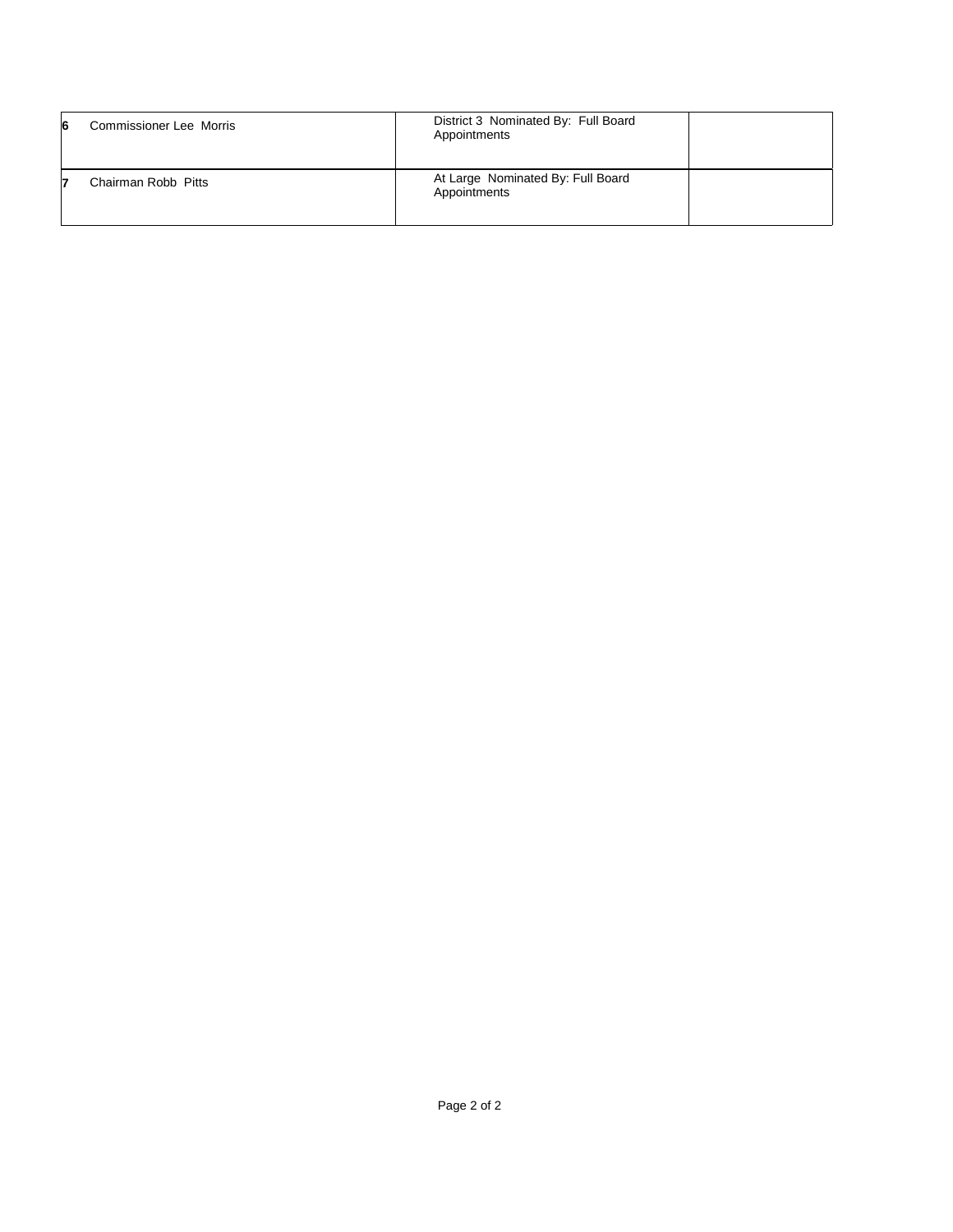| | | | |
|---|---|---|---|
| **6** | Commissioner Lee Morris | District 3 Nominated By: Full Board Appointments | |
| **7** | Chairman Robb Pitts | At Large Nominated By: Full Board Appointments | |